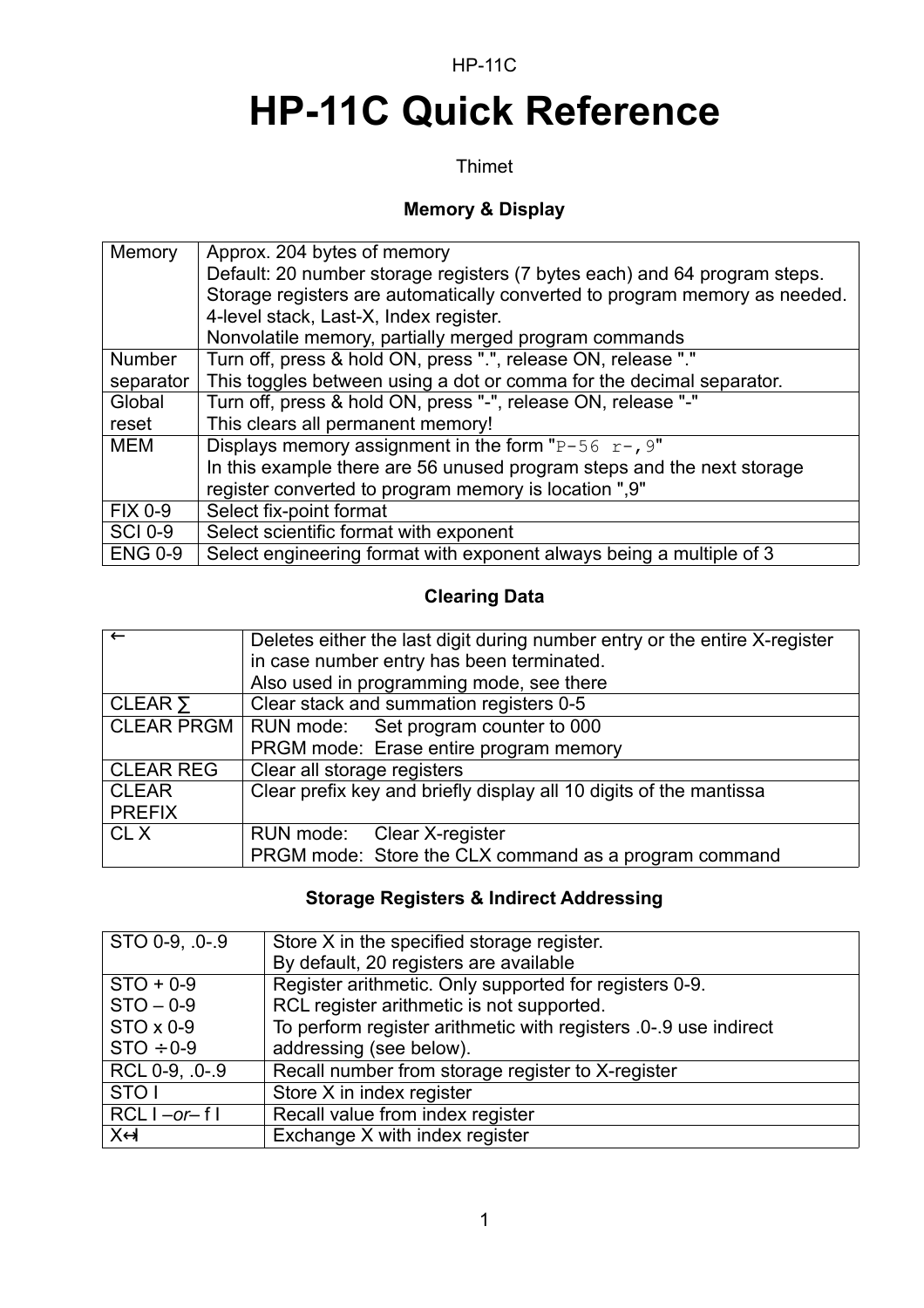# HP-11C Quick Reference

Thimet

### Memory & Display

| | |
|---|---|
| Memory | Approx. 204 bytes of memory<br>Default: 20 number storage registers (7 bytes each) and 64 program steps.<br>Storage registers are automatically converted to program memory as needed.<br>4-level stack, Last-X, Index register.<br>Nonvolatile memory, partially merged program commands |
| Number separator | Turn off, press & hold ON, press ".", release ON, release "."<br>This toggles between using a dot or comma for the decimal separator. |
| Global reset | Turn off, press & hold ON, press "-", release ON, release "-"<br>This clears all permanent memory! |
| MEM | Displays memory assignment in the form "`P-56 r-,9`"<br>In this example there are 56 unused program steps and the next storage register converted to program memory is location ",9" |
| FIX 0-9 | Select fix-point format |
| SCI 0-9 | Select scientific format with exponent |
| ENG 0-9 | Select engineering format with exponent always being a multiple of 3 |

### Clearing Data

| | |
|---|---|
| ← | Deletes either the last digit during number entry or the entire X-register in case number entry has been terminated.<br>Also used in programming mode, see there |
| CLEAR ∑ | Clear stack and summation registers 0-5 |
| CLEAR PRGM | RUN mode: Set program counter to 000<br>PRGM mode: Erase entire program memory |
| CLEAR REG | Clear all storage registers |
| CLEAR PREFIX | Clear prefix key and briefly display all 10 digits of the mantissa |
| CL X | RUN mode: Clear X-register<br>PRGM mode: Store the CLX command as a program command |

### Storage Registers & Indirect Addressing

| | |
|---|---|
| STO 0-9, .0-.9 | Store X in the specified storage register.<br>By default, 20 registers are available |
| STO + 0-9<br>STO – 0-9<br>STO x 0-9<br>STO ÷ 0-9 | Register arithmetic. Only supported for registers 0-9.<br>RCL register arithmetic is not supported.<br>To perform register arithmetic with registers .0-.9 use indirect addressing (see below). |
| RCL 0-9, .0-.9 | Recall number from storage register to X-register |
| STO I | Store X in index register |
| RCL I *–or–* f I | Recall value from index register |
| X↔I | Exchange X with index register |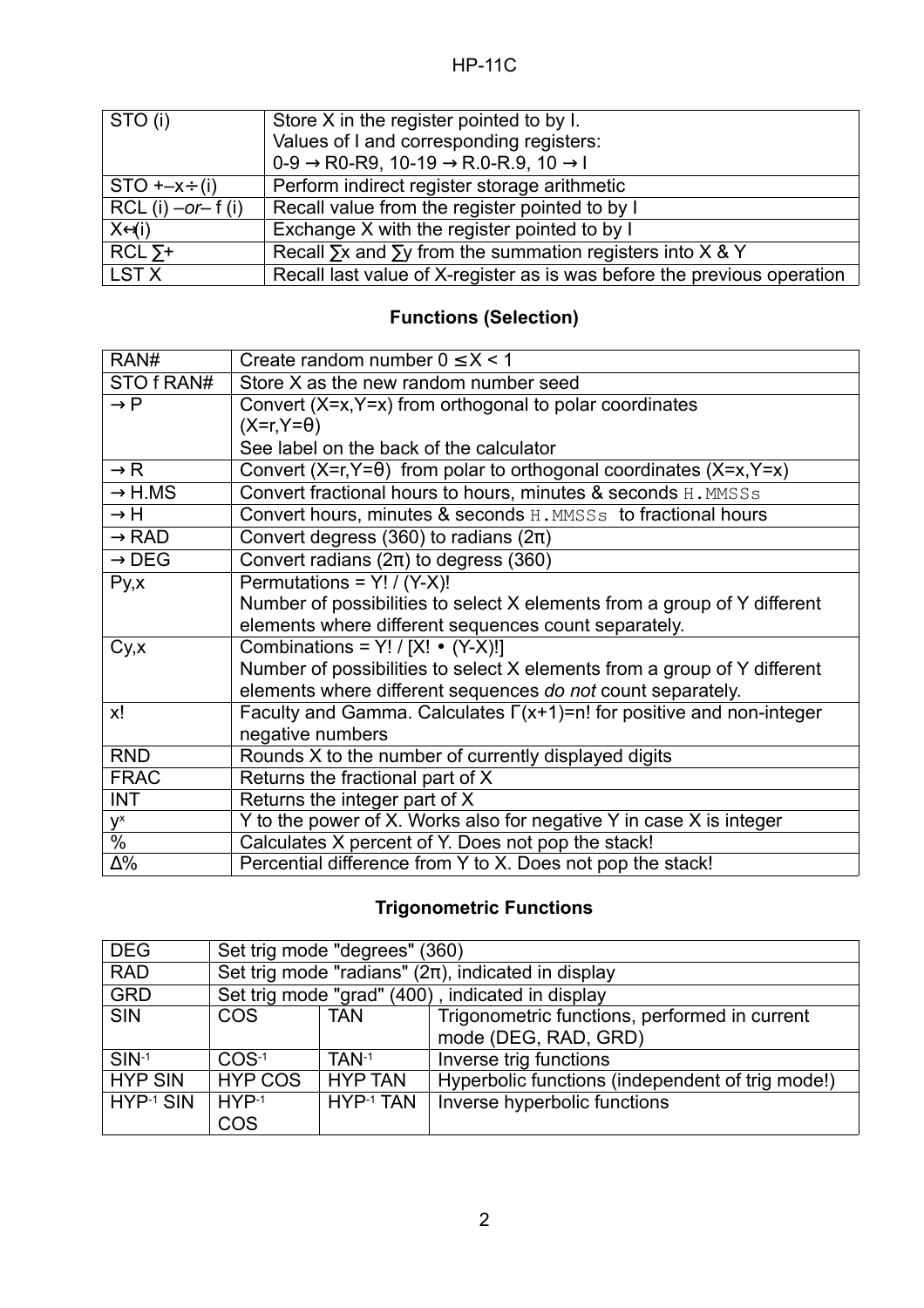| STO (i) | Store X in the register pointed to by I. Values of I and corresponding registers: 0-9 → R0-R9, 10-19 → R.0-R.9, 10 → I |
|---|---|
| STO +–x÷(i) | Perform indirect register storage arithmetic |
| RCL (i) *–or–* f (i) | Recall value from the register pointed to by I |
| X↔(i) | Exchange X with the register pointed to by I |
| RCL ∑+ | Recall ∑x and ∑y from the summation registers into X & Y |
| LST X | Recall last value of X-register as is was before the previous operation |

## Functions (Selection)

| RAN# | Create random number 0 ≤ X < 1 |
|---|---|
| STO f RAN# | Store X as the new random number seed |
| → P | Convert (X=x,Y=x) from orthogonal to polar coordinates (X=r,Y=θ) See label on the back of the calculator |
| → R | Convert (X=r,Y=θ) from polar to orthogonal coordinates (X=x,Y=x) |
| → H.MS | Convert fractional hours to hours, minutes & seconds `H.MMSSs` |
| → H | Convert hours, minutes & seconds `H.MMSSs` to fractional hours |
| → RAD | Convert degress (360) to radians (2π) |
| → DEG | Convert radians (2π) to degress (360) |
| Py,x | Permutations = Y! / (Y-X)! Number of possibilities to select X elements from a group of Y different elements where different sequences count separately. |
| Cy,x | Combinations = Y! / [X! • (Y-X)!] Number of possibilities to select X elements from a group of Y different elements where different sequences *do not* count separately. |
| x! | Faculty and Gamma. Calculates Γ(x+1)=n! for positive and non-integer negative numbers |
| RND | Rounds X to the number of currently displayed digits |
| FRAC | Returns the fractional part of X |
| INT | Returns the integer part of X |
| $y^x$ | Y to the power of X. Works also for negative Y in case X is integer |
| % | Calculates X percent of Y. Does not pop the stack! |
| Δ% | Percential difference from Y to X. Does not pop the stack! |

## Trigonometric Functions

| DEG | Set trig mode "degrees" (360) | | |
|---|---|---|---|
| RAD | Set trig mode "radians" (2π), indicated in display | | |
| GRD | Set trig mode "grad" (400) , indicated in display | | |
| SIN | COS | TAN | Trigonometric functions, performed in current mode (DEG, RAD, GRD) |
| $SIN^{-1}$ | $COS^{-1}$ | $TAN^{-1}$ | Inverse trig functions |
| HYP SIN | HYP COS | HYP TAN | Hyperbolic functions (independent of trig mode!) |
| $HYP^{-1}$ SIN | $HYP^{-1}$ COS | $HYP^{-1}$ TAN | Inverse hyperbolic functions |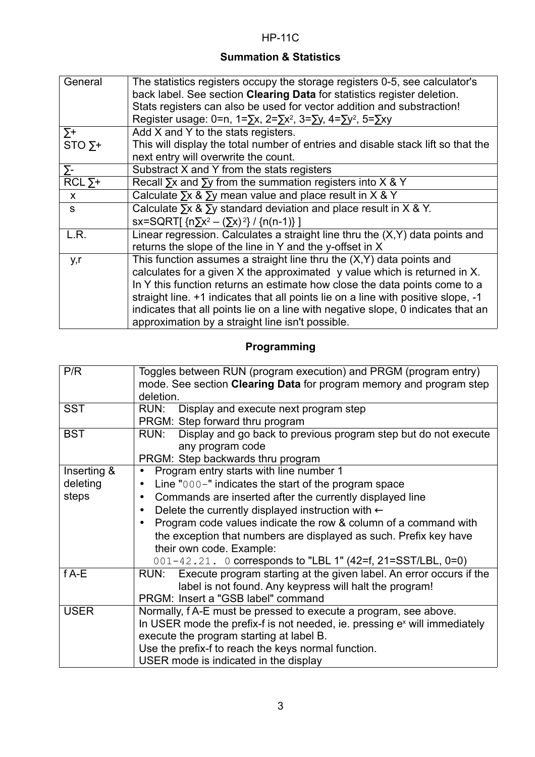## Summation & Statistics

| | |
|---|---|
| General | The statistics registers occupy the storage registers 0-5, see calculator's back label. See section **Clearing Data** for statistics register deletion. Stats registers can also be used for vector addition and substraction! Register usage: 0=n, 1=$\sum x$, 2=$\sum x^2$, 3=$\sum y$, 4=$\sum y^2$, 5=$\sum xy$ |
| ∑+ <br> STO ∑+ | Add X and Y to the stats registers. <br> This will display the total number of entries and disable stack lift so that the next entry will overwrite the count. |
| ∑- | Substract X and Y from the stats registers |
| RCL ∑+ | Recall $\sum x$ and $\sum y$ from the summation registers into X & Y |
| x | Calculate $\sum x$ & $\sum y$ mean value and place result in X & Y |
| s | Calculate $\sum x$ & $\sum y$ standard deviation and place result in X & Y. <br> sx=SQRT[ $\{n\sum x^2 - (\sum x)^2\} / \{n(n-1)\}$ ] |
| L.R. | Linear regression. Calculates a straight line thru the (X,Y) data points and returns the slope of the line in Y and the y-offset in X |
| y,r | This function assumes a straight line thru the (X,Y) data points and calculates for a given X the approximated y value which is returned in X. In Y this function returns an estimate how close the data points come to a straight line. +1 indicates that all points lie on a line with positive slope, -1 indicates that all points lie on a line with negative slope, 0 indicates that an approximation by a straight line isn't possible. |

## Programming

| | |
|---|---|
| P/R | Toggles between RUN (program execution) and PRGM (program entry) mode. See section **Clearing Data** for program memory and program step deletion. |
| SST | RUN: Display and execute next program step <br> PRGM: Step forward thru program |
| BST | RUN: Display and go back to previous program step but do not execute any program code <br> PRGM: Step backwards thru program |
| Inserting & deleting steps | • Program entry starts with line number 1 <br> • Line "`000-`" indicates the start of the program space <br> • Commands are inserted after the currently displayed line <br> • Delete the currently displayed instruction with ← <br> • Program code values indicate the row & column of a command with the exception that numbers are displayed as such. Prefix key have their own code. Example: <br> `001-42.21. 0` corresponds to "LBL 1" (42=f, 21=SST/LBL, 0=0) |
| f A-E | RUN: Execute program starting at the given label. An error occurs if the label is not found. Any keypress will halt the program! <br> PRGM: Insert a "GSB label" command |
| USER | Normally, f A-E must be pressed to execute a program, see above. <br> In USER mode the prefix-f is not needed, ie. pressing $e^x$ will immediately execute the program starting at label B. <br> Use the prefix-f to reach the keys normal function. <br> USER mode is indicated in the display |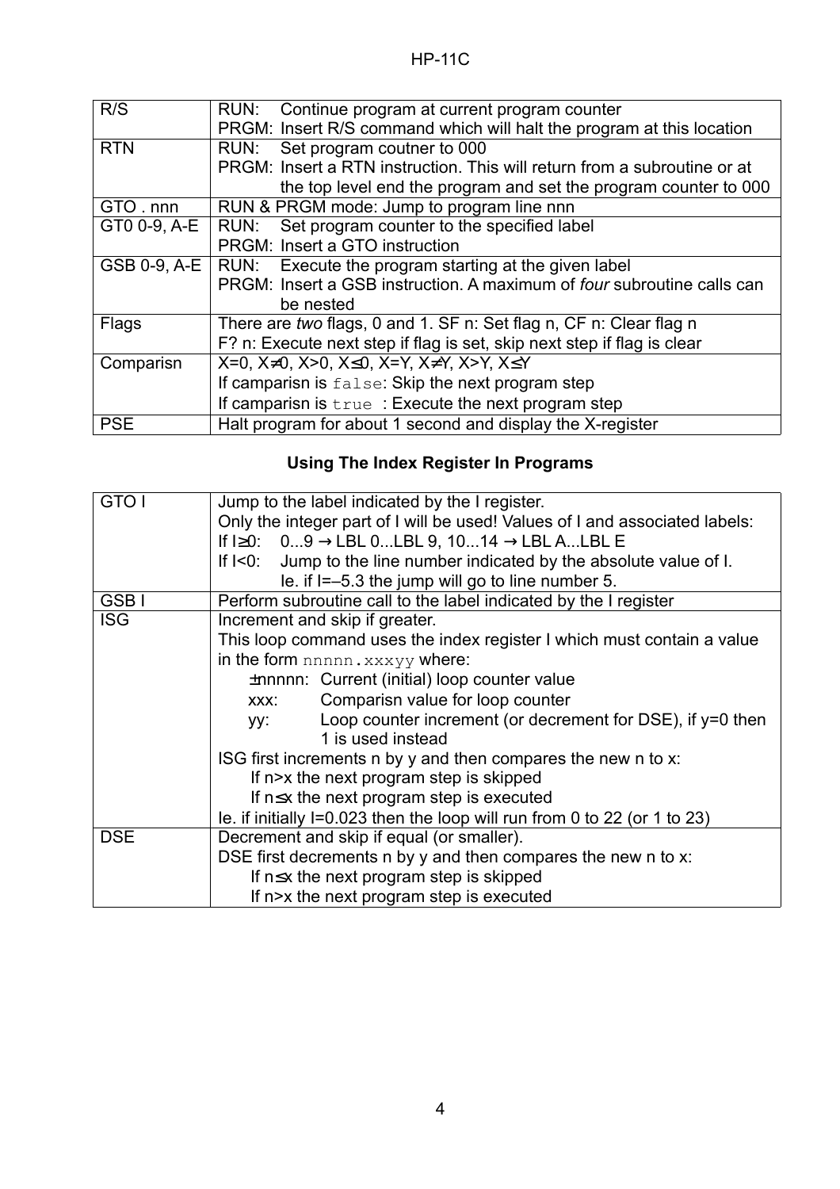| | |
|---|---|
| R/S | RUN: Continue program at current program counter<br>PRGM: Insert R/S command which will halt the program at this location |
| RTN | RUN: Set program coutner to 000<br>PRGM: Insert a RTN instruction. This will return from a subroutine or at the top level end the program and set the program counter to 000 |
| GTO . nnn | RUN & PRGM mode: Jump to program line nnn |
| GT0 0-9, A-E | RUN: Set program counter to the specified label<br>PRGM: Insert a GTO instruction |
| GSB 0-9, A-E | RUN: Execute the program starting at the given label<br>PRGM: Insert a GSB instruction. A maximum of *four* subroutine calls can be nested |
| Flags | There are *two* flags, 0 and 1. SF n: Set flag n, CF n: Clear flag n<br>F? n: Execute next step if flag is set, skip next step if flag is clear |
| Comparisn | X=0, X≠0, X>0, X≤0, X=Y, X≠Y, X>Y, X≤Y<br>If camparisn is `false`: Skip the next program step<br>If camparisn is `true` : Execute the next program step |
| PSE | Halt program for about 1 second and display the X-register |

## Using The Index Register In Programs

| | |
|---|---|
| GTO I | Jump to the label indicated by the I register.<br>Only the integer part of I will be used! Values of I and associated labels:<br>If I≥0: 0...9 → LBL 0...LBL 9, 10...14 → LBL A...LBL E<br>If I<0: Jump to the line number indicated by the absolute value of I. Ie. if I=–5.3 the jump will go to line number 5. |
| GSB I | Perform subroutine call to the label indicated by the I register |
| ISG | Increment and skip if greater.<br>This loop command uses the index register I which must contain a value in the form `nnnnn.xxxyy` where:<br>±nnnnn: Current (initial) loop counter value<br>xxx: Comparisn value for loop counter<br>yy: Loop counter increment (or decrement for DSE), if y=0 then 1 is used instead<br>ISG first increments n by y and then compares the new n to x:<br>If n>x the next program step is skipped<br>If n≤x the next program step is executed<br>Ie. if initially I=0.023 then the loop will run from 0 to 22 (or 1 to 23) |
| DSE | Decrement and skip if equal (or smaller).<br>DSE first decrements n by y and then compares the new n to x:<br>If n≤x the next program step is skipped<br>If n>x the next program step is executed |